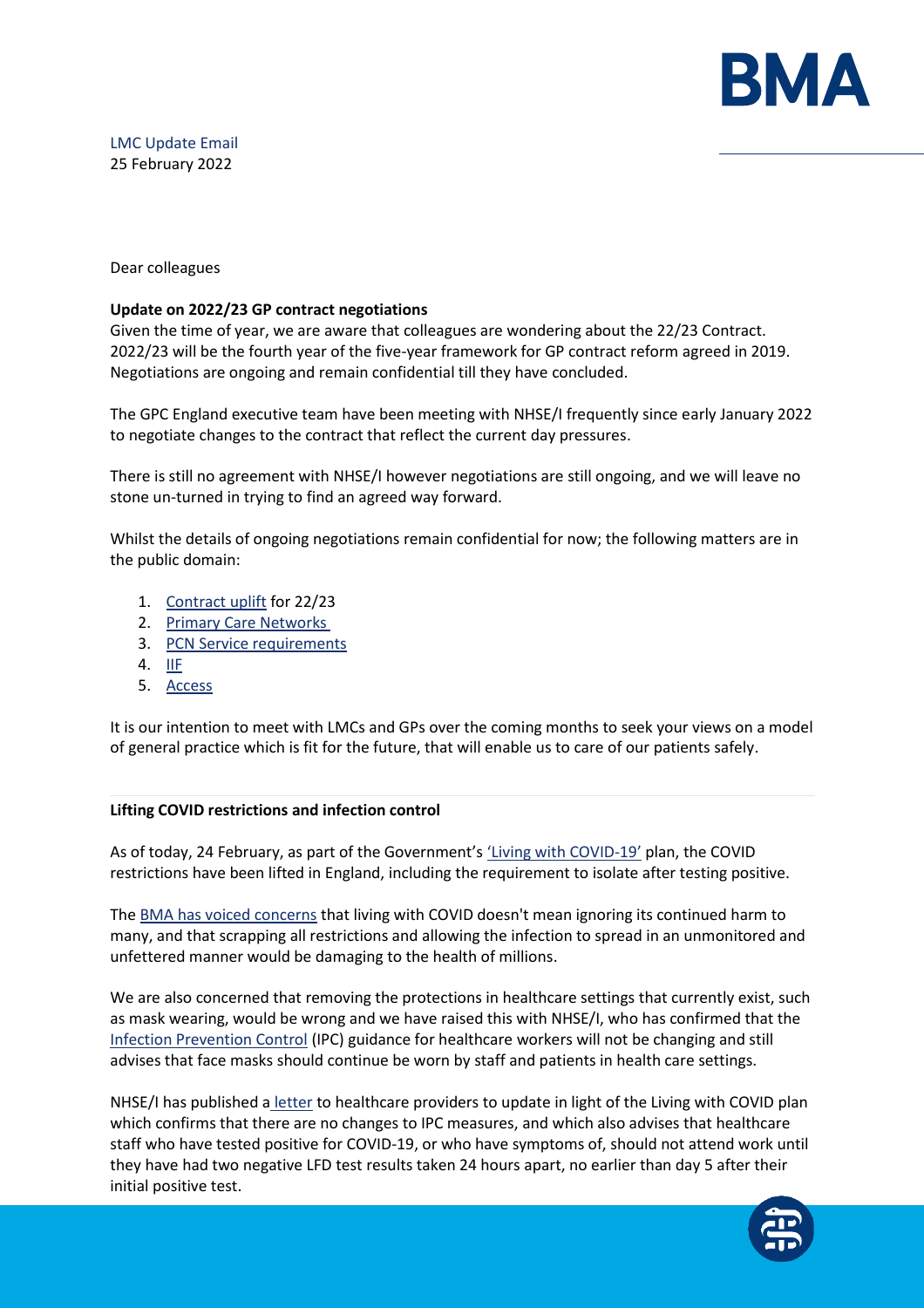LMC Update Email
25 February 2022

Dear colleagues

**Update on 2022/23 GP contract negotiations**

Given the time of year, we are aware that colleagues are wondering about the 22/23 Contract. 2022/23 will be the fourth year of the five-year framework for GP contract reform agreed in 2019. Negotiations are ongoing and remain confidential till they have concluded.

The GPC England executive team have been meeting with NHSE/I frequently since early January 2022 to negotiate changes to the contract that reflect the current day pressures.

There is still no agreement with NHSE/I however negotiations are still ongoing, and we will leave no stone un-turned in trying to find an agreed way forward.

Whilst the details of ongoing negotiations remain confidential for now; the following matters are in the public domain:

1. Contract uplift for 22/23
2. Primary Care Networks
3. PCN Service requirements
4. IIF
5. Access

It is our intention to meet with LMCs and GPs over the coming months to seek your views on a model of general practice which is fit for the future, that will enable us to care of our patients safely.

**Lifting COVID restrictions and infection control**

As of today, 24 February, as part of the Government's 'Living with COVID-19' plan, the COVID restrictions have been lifted in England, including the requirement to isolate after testing positive.

The BMA has voiced concerns that living with COVID doesn't mean ignoring its continued harm to many, and that scrapping all restrictions and allowing the infection to spread in an unmonitored and unfettered manner would be damaging to the health of millions.

We are also concerned that removing the protections in healthcare settings that currently exist, such as mask wearing, would be wrong and we have raised this with NHSE/I, who has confirmed that the Infection Prevention Control (IPC) guidance for healthcare workers will not be changing and still advises that face masks should continue be worn by staff and patients in health care settings.

NHSE/I has published a letter to healthcare providers to update in light of the Living with COVID plan which confirms that there are no changes to IPC measures, and which also advises that healthcare staff who have tested positive for COVID-19, or who have symptoms of, should not attend work until they have had two negative LFD test results taken 24 hours apart, no earlier than day 5 after their initial positive test.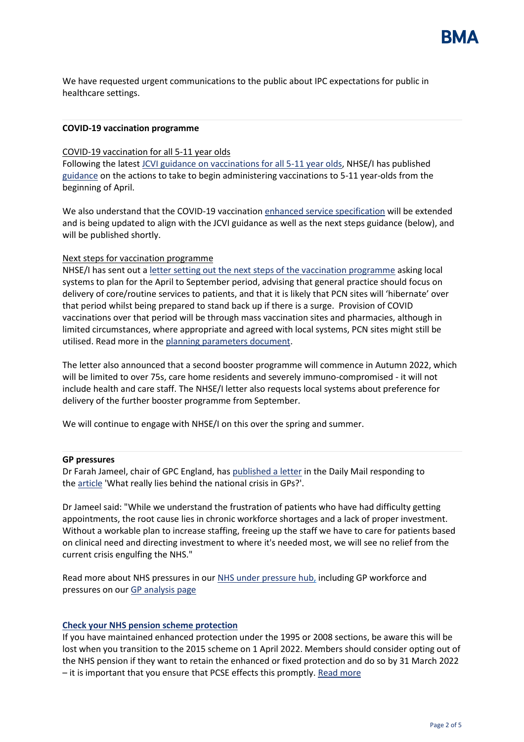We have requested urgent communications to the public about IPC expectations for public in healthcare settings.

## COVID-19 vaccination programme

### COVID-19 vaccination for all 5-11 year olds

Following the latest JCVI guidance on vaccinations for all 5-11 year olds, NHSE/I has published guidance on the actions to take to begin administering vaccinations to 5-11 year-olds from the beginning of April.

We also understand that the COVID-19 vaccination enhanced service specification will be extended and is being updated to align with the JCVI guidance as well as the next steps guidance (below), and will be published shortly.

### Next steps for vaccination programme

NHSE/I has sent out a letter setting out the next steps of the vaccination programme asking local systems to plan for the April to September period, advising that general practice should focus on delivery of core/routine services to patients, and that it is likely that PCN sites will 'hibernate' over that period whilst being prepared to stand back up if there is a surge. Provision of COVID vaccinations over that period will be through mass vaccination sites and pharmacies, although in limited circumstances, where appropriate and agreed with local systems, PCN sites might still be utilised. Read more in the planning parameters document.

The letter also announced that a second booster programme will commence in Autumn 2022, which will be limited to over 75s, care home residents and severely immuno-compromised - it will not include health and care staff. The NHSE/I letter also requests local systems about preference for delivery of the further booster programme from September.

We will continue to engage with NHSE/I on this over the spring and summer.

## GP pressures

Dr Farah Jameel, chair of GPC England, has published a letter in the Daily Mail responding to the article 'What really lies behind the national crisis in GPs?'.

Dr Jameel said: "While we understand the frustration of patients who have had difficulty getting appointments, the root cause lies in chronic workforce shortages and a lack of proper investment. Without a workable plan to increase staffing, freeing up the staff we have to care for patients based on clinical need and directing investment to where it's needed most, we will see no relief from the current crisis engulfing the NHS."

Read more about NHS pressures in our NHS under pressure hub, including GP workforce and pressures on our GP analysis page

## Check your NHS pension scheme protection

If you have maintained enhanced protection under the 1995 or 2008 sections, be aware this will be lost when you transition to the 2015 scheme on 1 April 2022. Members should consider opting out of the NHS pension if they want to retain the enhanced or fixed protection and do so by 31 March 2022 – it is important that you ensure that PCSE effects this promptly. Read more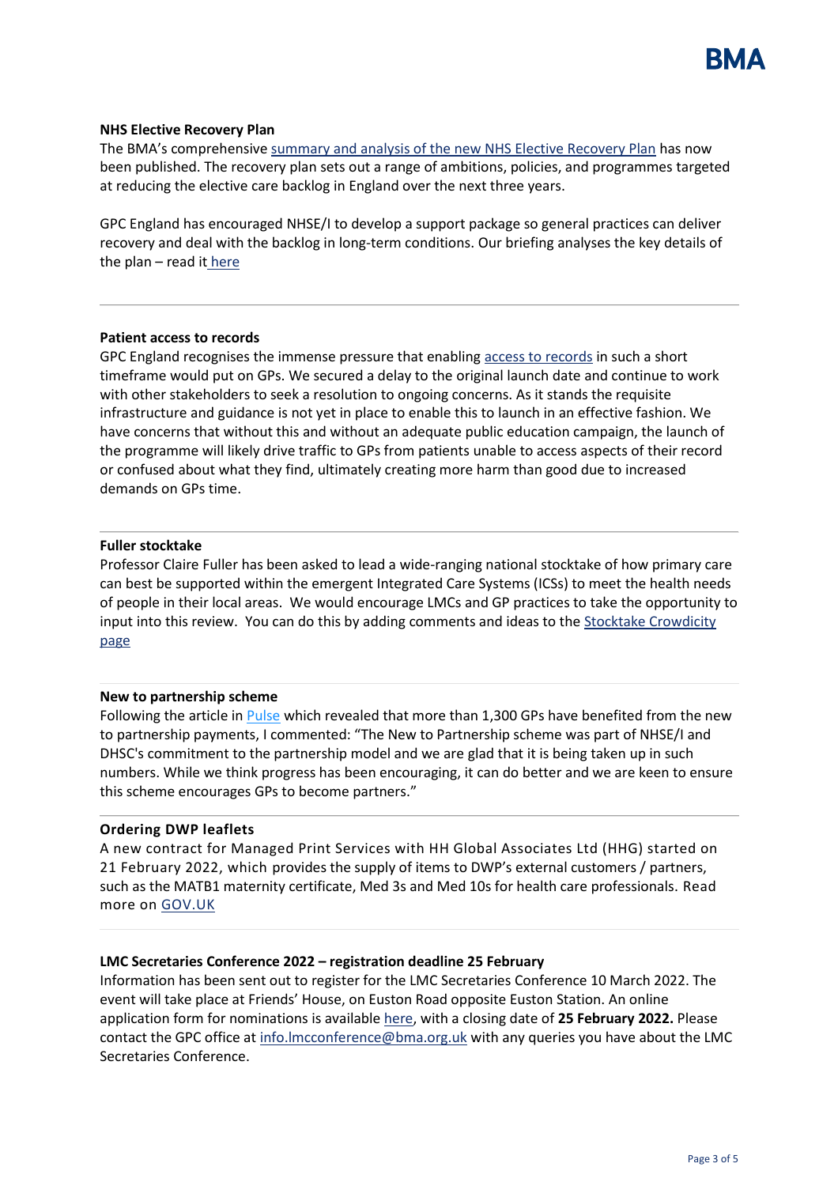**NHS Elective Recovery Plan**

The BMA's comprehensive summary and analysis of the new NHS Elective Recovery Plan has now been published. The recovery plan sets out a range of ambitions, policies, and programmes targeted at reducing the elective care backlog in England over the next three years.

GPC England has encouraged NHSE/I to develop a support package so general practices can deliver recovery and deal with the backlog in long-term conditions. Our briefing analyses the key details of the plan – read it here

---

**Patient access to records**

GPC England recognises the immense pressure that enabling access to records in such a short timeframe would put on GPs. We secured a delay to the original launch date and continue to work with other stakeholders to seek a resolution to ongoing concerns. As it stands the requisite infrastructure and guidance is not yet in place to enable this to launch in an effective fashion. We have concerns that without this and without an adequate public education campaign, the launch of the programme will likely drive traffic to GPs from patients unable to access aspects of their record or confused about what they find, ultimately creating more harm than good due to increased demands on GPs time.

---

**Fuller stocktake**

Professor Claire Fuller has been asked to lead a wide-ranging national stocktake of how primary care can best be supported within the emergent Integrated Care Systems (ICSs) to meet the health needs of people in their local areas. We would encourage LMCs and GP practices to take the opportunity to input into this review. You can do this by adding comments and ideas to the Stocktake Crowdicity page

---

**New to partnership scheme**

Following the article in Pulse which revealed that more than 1,300 GPs have benefited from the new to partnership payments, I commented: "The New to Partnership scheme was part of NHSE/I and DHSC's commitment to the partnership model and we are glad that it is being taken up in such numbers. While we think progress has been encouraging, it can do better and we are keen to ensure this scheme encourages GPs to become partners."

---

**Ordering DWP leaflets**

A new contract for Managed Print Services with HH Global Associates Ltd (HHG) started on 21 February 2022, which provides the supply of items to DWP's external customers / partners, such as the MATB1 maternity certificate, Med 3s and Med 10s for health care professionals. Read more on GOV.UK

---

**LMC Secretaries Conference 2022 – registration deadline 25 February**

Information has been sent out to register for the LMC Secretaries Conference 10 March 2022. The event will take place at Friends' House, on Euston Road opposite Euston Station. An online application form for nominations is available here, with a closing date of **25 February 2022.** Please contact the GPC office at info.lmcconference@bma.org.uk with any queries you have about the LMC Secretaries Conference.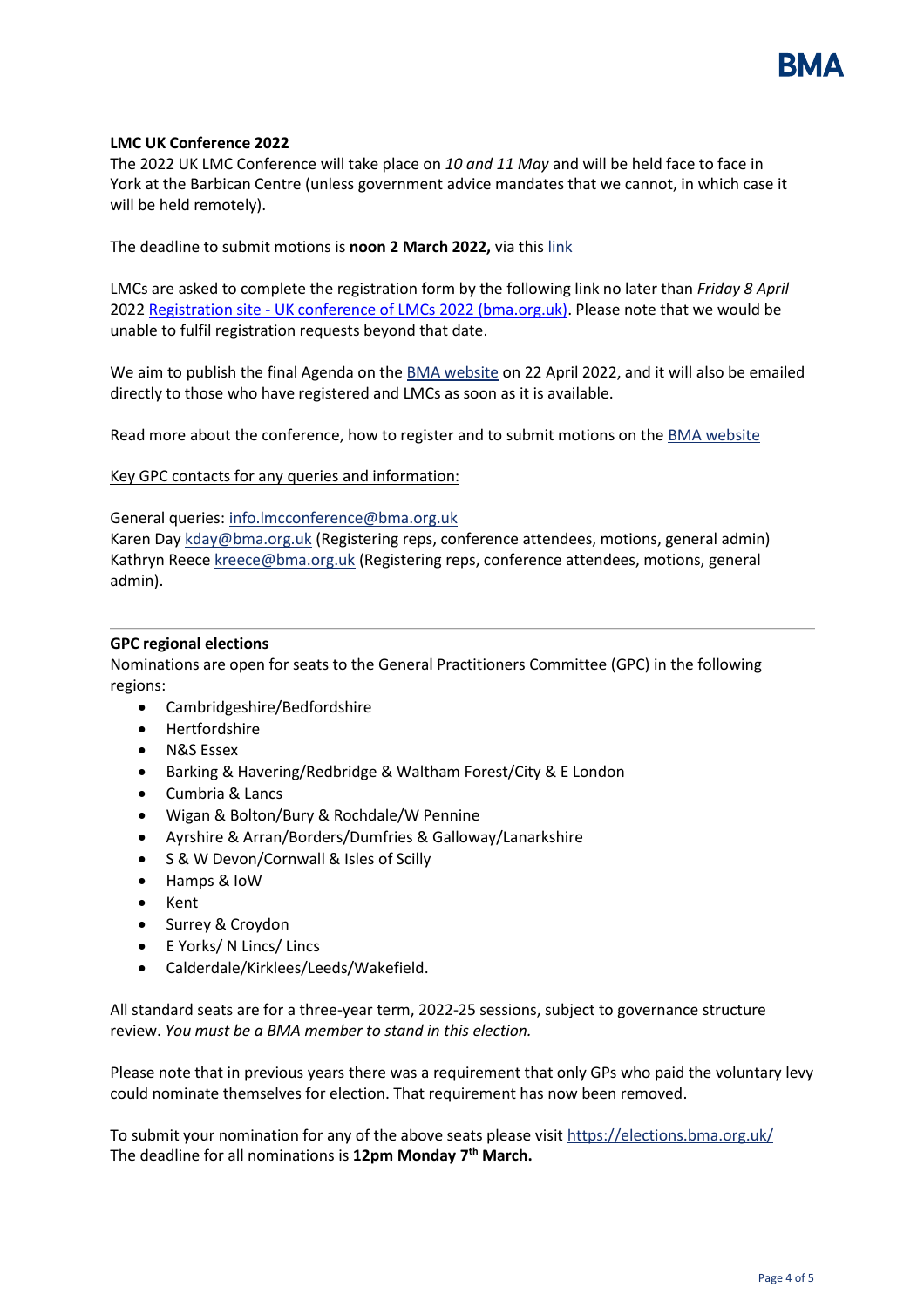**LMC UK Conference 2022**

The 2022 UK LMC Conference will take place on *10 and 11 May* and will be held face to face in York at the Barbican Centre (unless government advice mandates that we cannot, in which case it will be held remotely).

The deadline to submit motions is **noon 2 March 2022,** via this link

LMCs are asked to complete the registration form by the following link no later than *Friday 8 April* 2022 Registration site - UK conference of LMCs 2022 (bma.org.uk). Please note that we would be unable to fulfil registration requests beyond that date.

We aim to publish the final Agenda on the BMA website on 22 April 2022, and it will also be emailed directly to those who have registered and LMCs as soon as it is available.

Read more about the conference, how to register and to submit motions on the BMA website

Key GPC contacts for any queries and information:

General queries: info.lmcconference@bma.org.uk
Karen Day kday@bma.org.uk (Registering reps, conference attendees, motions, general admin)
Kathryn Reece kreece@bma.org.uk (Registering reps, conference attendees, motions, general admin).

---

**GPC regional elections**

Nominations are open for seats to the General Practitioners Committee (GPC) in the following regions:

- Cambridgeshire/Bedfordshire
- Hertfordshire
- N&S Essex
- Barking & Havering/Redbridge & Waltham Forest/City & E London
- Cumbria & Lancs
- Wigan & Bolton/Bury & Rochdale/W Pennine
- Ayrshire & Arran/Borders/Dumfries & Galloway/Lanarkshire
- S & W Devon/Cornwall & Isles of Scilly
- Hamps & IoW
- Kent
- Surrey & Croydon
- E Yorks/ N Lincs/ Lincs
- Calderdale/Kirklees/Leeds/Wakefield.

All standard seats are for a three-year term, 2022-25 sessions, subject to governance structure review. *You must be a BMA member to stand in this election.*

Please note that in previous years there was a requirement that only GPs who paid the voluntary levy could nominate themselves for election. That requirement has now been removed.

To submit your nomination for any of the above seats please visit https://elections.bma.org.uk/
The deadline for all nominations is **12pm Monday 7th March.**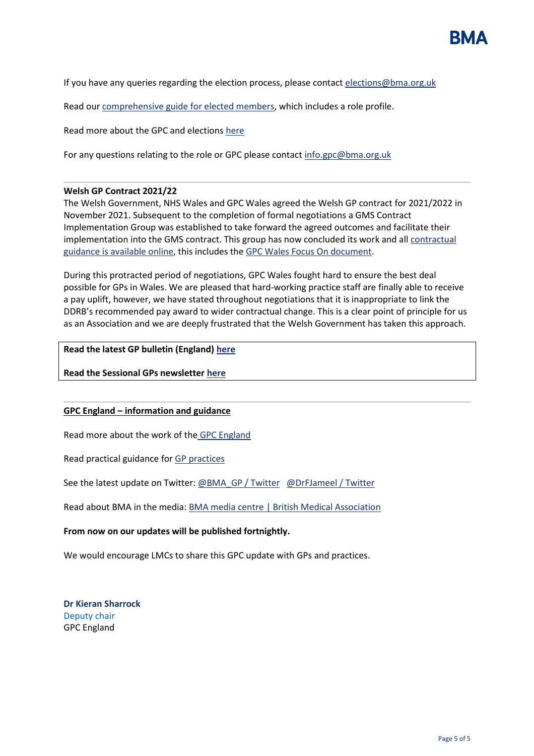If you have any queries regarding the election process, please contact elections@bma.org.uk

Read our comprehensive guide for elected members, which includes a role profile.

Read more about the GPC and elections here

For any questions relating to the role or GPC please contact info.gpc@bma.org.uk

---

**Welsh GP Contract 2021/22**

The Welsh Government, NHS Wales and GPC Wales agreed the Welsh GP contract for 2021/2022 in November 2021. Subsequent to the completion of formal negotiations a GMS Contract Implementation Group was established to take forward the agreed outcomes and facilitate their implementation into the GMS contract. This group has now concluded its work and all contractual guidance is available online, this includes the GPC Wales Focus On document.

During this protracted period of negotiations, GPC Wales fought hard to ensure the best deal possible for GPs in Wales. We are pleased that hard-working practice staff are finally able to receive a pay uplift, however, we have stated throughout negotiations that it is inappropriate to link the DDRB's recommended pay award to wider contractual change. This is a clear point of principle for us as an Association and we are deeply frustrated that the Welsh Government has taken this approach.

**Read the latest GP bulletin (England) here**

**Read the Sessional GPs newsletter here**

---

**GPC England – information and guidance**

Read more about the work of the GPC England

Read practical guidance for GP practices

See the latest update on Twitter: @BMA_GP / Twitter @DrFJameel / Twitter

Read about BMA in the media: BMA media centre | British Medical Association

**From now on our updates will be published fortnightly.**

We would encourage LMCs to share this GPC update with GPs and practices.

**Dr Kieran Sharrock**
Deputy chair
GPC England